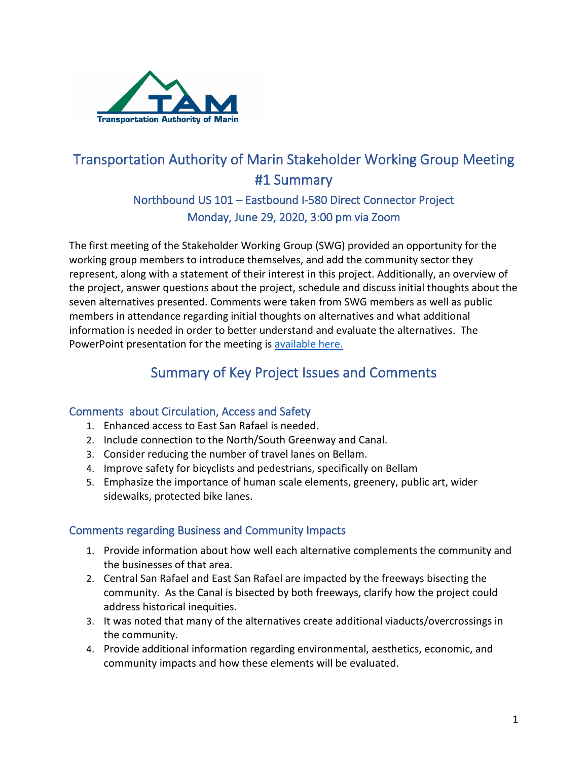# Transportation Authority of Marin Stakeholder Working Group Meeting #1 Summary

### Northbound US 101 – Eastbound I-580 Direct Connector Project
### Monday, June 29, 2020, 3:00 pm via Zoom

The first meeting of the Stakeholder Working Group (SWG) provided an opportunity for the working group members to introduce themselves, and add the community sector they represent, along with a statement of their interest in this project. Additionally, an overview of the project, answer questions about the project, schedule and discuss initial thoughts about the seven alternatives presented. Comments were taken from SWG members as well as public members in attendance regarding initial thoughts on alternatives and what additional information is needed in order to better understand and evaluate the alternatives. The PowerPoint presentation for the meeting is available here.

## Summary of Key Project Issues and Comments

### Comments about Circulation, Access and Safety

1. Enhanced access to East San Rafael is needed.
2. Include connection to the North/South Greenway and Canal.
3. Consider reducing the number of travel lanes on Bellam.
4. Improve safety for bicyclists and pedestrians, specifically on Bellam
5. Emphasize the importance of human scale elements, greenery, public art, wider sidewalks, protected bike lanes.

### Comments regarding Business and Community Impacts

1. Provide information about how well each alternative complements the community and the businesses of that area.
2. Central San Rafael and East San Rafael are impacted by the freeways bisecting the community. As the Canal is bisected by both freeways, clarify how the project could address historical inequities.
3. It was noted that many of the alternatives create additional viaducts/overcrossings in the community.
4. Provide additional information regarding environmental, aesthetics, economic, and community impacts and how these elements will be evaluated.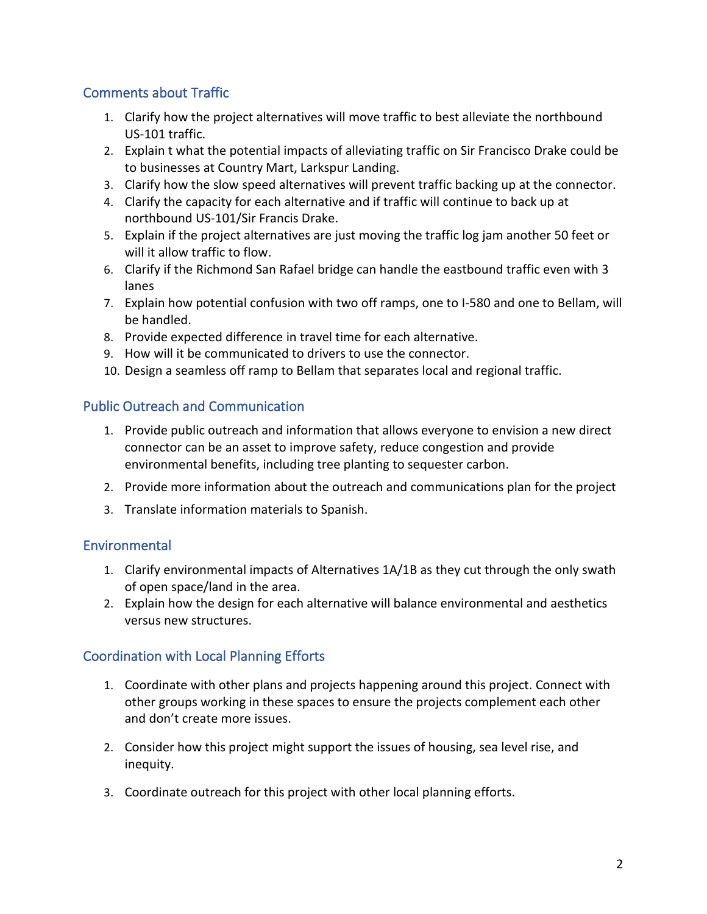## Comments about Traffic

1. Clarify how the project alternatives will move traffic to best alleviate the northbound US-101 traffic.
2. Explain t what the potential impacts of alleviating traffic on Sir Francisco Drake could be to businesses at Country Mart, Larkspur Landing.
3. Clarify how the slow speed alternatives will prevent traffic backing up at the connector.
4. Clarify the capacity for each alternative and if traffic will continue to back up at northbound US-101/Sir Francis Drake.
5. Explain if the project alternatives are just moving the traffic log jam another 50 feet or will it allow traffic to flow.
6. Clarify if the Richmond San Rafael bridge can handle the eastbound traffic even with 3 lanes
7. Explain how potential confusion with two off ramps, one to I-580 and one to Bellam, will be handled.
8. Provide expected difference in travel time for each alternative.
9. How will it be communicated to drivers to use the connector.
10. Design a seamless off ramp to Bellam that separates local and regional traffic.

## Public Outreach and Communication

1. Provide public outreach and information that allows everyone to envision a new direct connector can be an asset to improve safety, reduce congestion and provide environmental benefits, including tree planting to sequester carbon.
2. Provide more information about the outreach and communications plan for the project
3. Translate information materials to Spanish.

## Environmental

1. Clarify environmental impacts of Alternatives 1A/1B as they cut through the only swath of open space/land in the area.
2. Explain how the design for each alternative will balance environmental and aesthetics versus new structures.

## Coordination with Local Planning Efforts

1. Coordinate with other plans and projects happening around this project. Connect with other groups working in these spaces to ensure the projects complement each other and don't create more issues.
2. Consider how this project might support the issues of housing, sea level rise, and inequity.
3. Coordinate outreach for this project with other local planning efforts.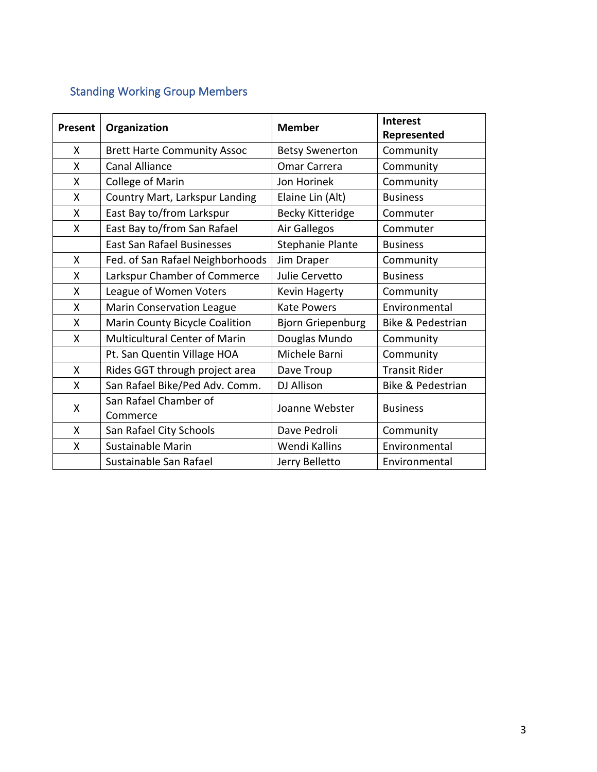## Standing Working Group Members

| Present | Organization | Member | Interest Represented |
|---|---|---|---|
| X | Brett Harte Community Assoc | Betsy Swenerton | Community |
| X | Canal Alliance | Omar Carrera | Community |
| X | College of Marin | Jon Horinek | Community |
| X | Country Mart, Larkspur Landing | Elaine Lin (Alt) | Business |
| X | East Bay to/from Larkspur | Becky Kitteridge | Commuter |
| X | East Bay to/from San Rafael | Air Gallegos | Commuter |
| | East San Rafael Businesses | Stephanie Plante | Business |
| X | Fed. of San Rafael Neighborhoods | Jim Draper | Community |
| X | Larkspur Chamber of Commerce | Julie Cervetto | Business |
| X | League of Women Voters | Kevin Hagerty | Community |
| X | Marin Conservation League | Kate Powers | Environmental |
| X | Marin County Bicycle Coalition | Bjorn Griepenburg | Bike & Pedestrian |
| X | Multicultural Center of Marin | Douglas Mundo | Community |
| | Pt. San Quentin Village HOA | Michele Barni | Community |
| X | Rides GGT through project area | Dave Troup | Transit Rider |
| X | San Rafael Bike/Ped Adv. Comm. | DJ Allison | Bike & Pedestrian |
| X | San Rafael Chamber of Commerce | Joanne Webster | Business |
| X | San Rafael City Schools | Dave Pedroli | Community |
| X | Sustainable Marin | Wendi Kallins | Environmental |
| | Sustainable San Rafael | Jerry Belletto | Environmental |